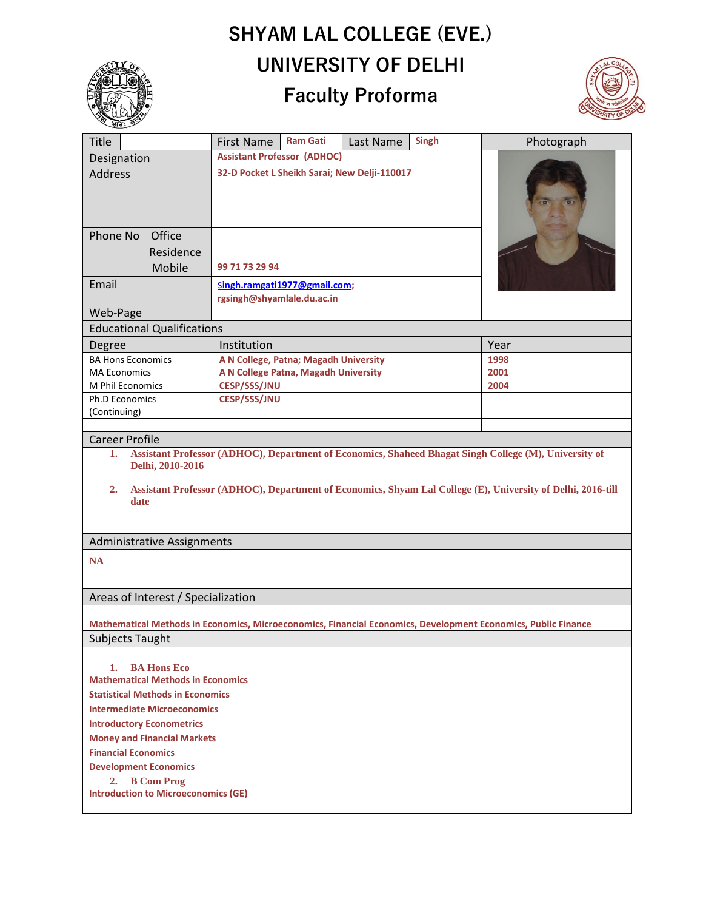# SHYAM LAL COLLEGE (EVE.)
# UNIVERSITY OF DELHI
## Faculty Proforma

| Title | | First Name | Ram Gati | Last Name | Singh |
|---|---|---|---|---|---|
| Designation | Assistant Professor (ADHOC) | | | | |
| Address | 32-D Pocket L Sheikh Sarai; New Delji-110017 | | | | |
| Phone No Office | | | | | |
| Residence | | | | | |
| Mobile | 99 71 73 29 94 | | | | |
| Email | Singh.ramgati1977@gmail.com; rgsingh@shyamlale.du.ac.in | | | | |
| Web-Page | | | | | |

**Educational Qualifications**

| Degree | Institution | Year |
|---|---|---|
| BA Hons Economics | A N College, Patna; Magadh University | 1998 |
| MA Economics | A N College Patna, Magadh University | 2001 |
| M Phil Economics | CESP/SSS/JNU | 2004 |
| Ph.D Economics (Continuing) | CESP/SSS/JNU | |
| | | |

**Career Profile**

1. Assistant Professor (ADHOC), Department of Economics, Shaheed Bhagat Singh College (M), University of Delhi, 2010-2016
2. Assistant Professor (ADHOC), Department of Economics, Shyam Lal College (E), University of Delhi, 2016-till date

**Administrative Assignments**

NA

**Areas of Interest / Specialization**

Mathematical Methods in Economics, Microeconomics, Financial Economics, Development Economics, Public Finance

**Subjects Taught**

1. BA Hons Eco

Mathematical Methods in Economics
Statistical Methods in Economics
Intermediate Microeconomics
Introductory Econometrics
Money and Financial Markets
Financial Economics
Development Economics

2. B Com Prog

Introduction to Microeconomics (GE)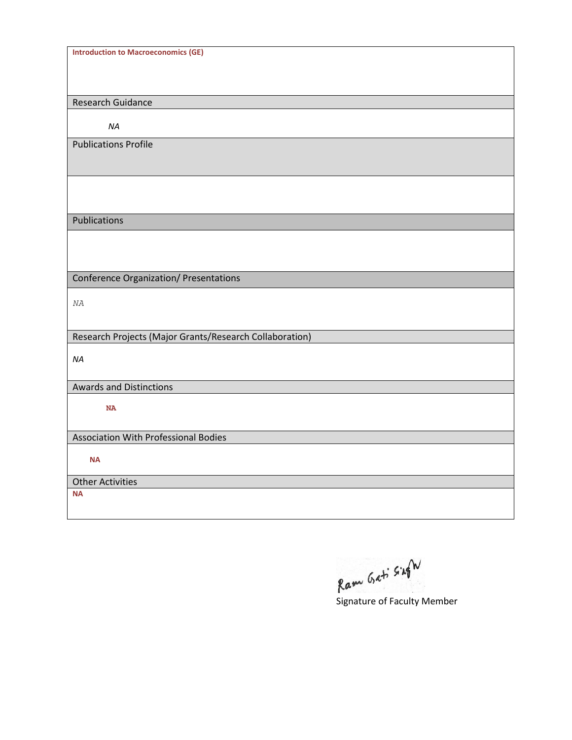**Introduction to Macroeconomics (GE)**

## Research Guidance

*NA*

## Publications Profile

## Publications

## Conference Organization/ Presentations

*NA*

## Research Projects (Major Grants/Research Collaboration)

*NA*

## Awards and Distinctions

**NA**

## Association With Professional Bodies

**NA**

## Other Activities

**NA**

Ram Gati Singh

Signature of Faculty Member